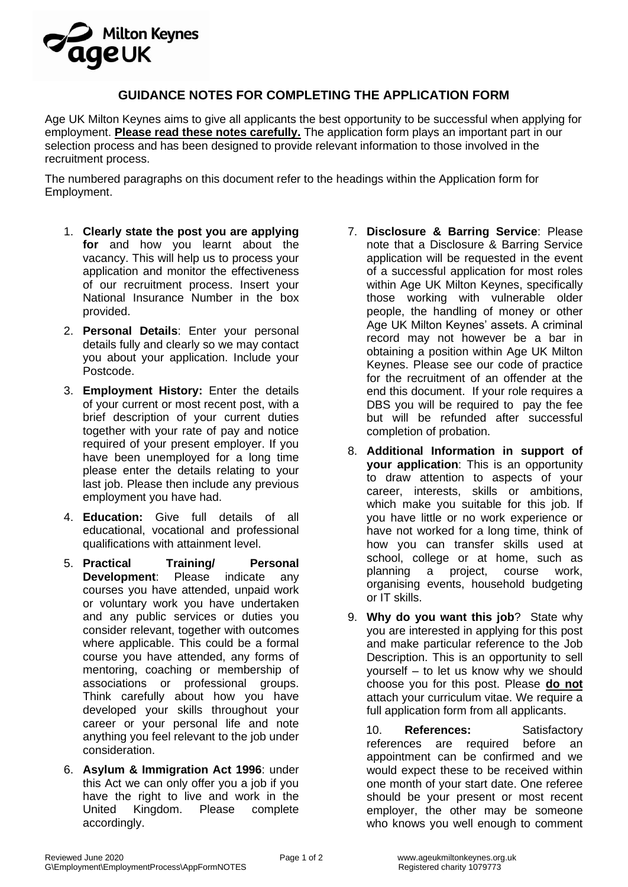# GUIDANCE NOTES FOR COMPLETING THE APPLICATION FORM

Age UK Milton Keynes aims to give all applicants the best opportunity to be successful when applying for employment. **Please read these notes carefully.** The application form plays an important part in our selection process and has been designed to provide relevant information to those involved in the recruitment process.

The numbered paragraphs on this document refer to the headings within the Application form for Employment.

1. **Clearly state the post you are applying for** and how you learnt about the vacancy. This will help us to process your application and monitor the effectiveness of our recruitment process. Insert your National Insurance Number in the box provided.

2. **Personal Details**: Enter your personal details fully and clearly so we may contact you about your application. Include your Postcode.

3. **Employment History:** Enter the details of your current or most recent post, with a brief description of your current duties together with your rate of pay and notice required of your present employer. If you have been unemployed for a long time please enter the details relating to your last job. Please then include any previous employment you have had.

4. **Education:** Give full details of all educational, vocational and professional qualifications with attainment level.

5. **Practical Training/ Personal Development**: Please indicate any courses you have attended, unpaid work or voluntary work you have undertaken and any public services or duties you consider relevant, together with outcomes where applicable. This could be a formal course you have attended, any forms of mentoring, coaching or membership of associations or professional groups. Think carefully about how you have developed your skills throughout your career or your personal life and note anything you feel relevant to the job under consideration.

6. **Asylum & Immigration Act 1996**: under this Act we can only offer you a job if you have the right to live and work in the United Kingdom. Please complete accordingly.

7. **Disclosure & Barring Service**: Please note that a Disclosure & Barring Service application will be requested in the event of a successful application for most roles within Age UK Milton Keynes, specifically those working with vulnerable older people, the handling of money or other Age UK Milton Keynes' assets. A criminal record may not however be a bar in obtaining a position within Age UK Milton Keynes. Please see our code of practice for the recruitment of an offender at the end this document. If your role requires a DBS you will be required to pay the fee but will be refunded after successful completion of probation.

8. **Additional Information in support of your application**: This is an opportunity to draw attention to aspects of your career, interests, skills or ambitions, which make you suitable for this job. If you have little or no work experience or have not worked for a long time, think of how you can transfer skills used at school, college or at home, such as planning a project, course work, organising events, household budgeting or IT skills.

9. **Why do you want this job**? State why you are interested in applying for this post and make particular reference to the Job Description. This is an opportunity to sell yourself – to let us know why we should choose you for this post. Please **do not** attach your curriculum vitae. We require a full application form from all applicants.

10. **References:** Satisfactory references are required before an appointment can be confirmed and we would expect these to be received within one month of your start date. One referee should be your present or most recent employer, the other may be someone who knows you well enough to comment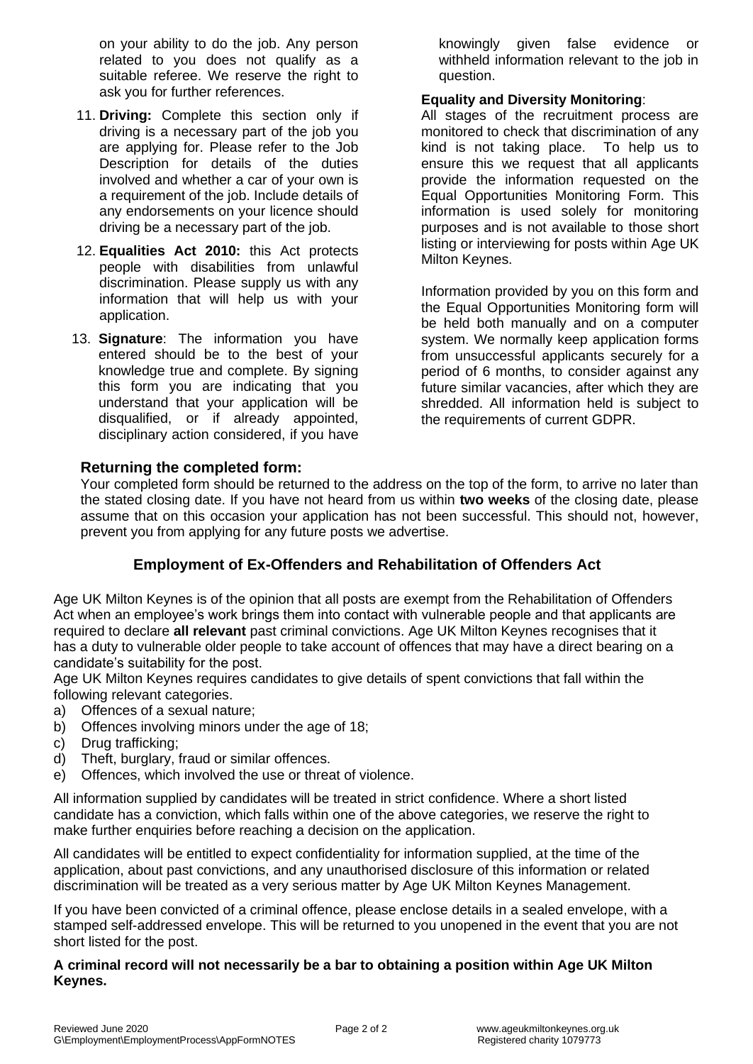on your ability to do the job. Any person related to you does not qualify as a suitable referee. We reserve the right to ask you for further references.

11. **Driving:** Complete this section only if driving is a necessary part of the job you are applying for. Please refer to the Job Description for details of the duties involved and whether a car of your own is a requirement of the job. Include details of any endorsements on your licence should driving be a necessary part of the job.

12. **Equalities Act 2010:** this Act protects people with disabilities from unlawful discrimination. Please supply us with any information that will help us with your application.

13. **Signature**: The information you have entered should be to the best of your knowledge true and complete. By signing this form you are indicating that you understand that your application will be disqualified, or if already appointed, disciplinary action considered, if you have knowingly given false evidence or withheld information relevant to the job in question.

**Equality and Diversity Monitoring**:

All stages of the recruitment process are monitored to check that discrimination of any kind is not taking place. To help us to ensure this we request that all applicants provide the information requested on the Equal Opportunities Monitoring Form. This information is used solely for monitoring purposes and is not available to those short listing or interviewing for posts within Age UK Milton Keynes.

Information provided by you on this form and the Equal Opportunities Monitoring form will be held both manually and on a computer system. We normally keep application forms from unsuccessful applicants securely for a period of 6 months, to consider against any future similar vacancies, after which they are shredded. All information held is subject to the requirements of current GDPR.

### Returning the completed form:

Your completed form should be returned to the address on the top of the form, to arrive no later than the stated closing date. If you have not heard from us within **two weeks** of the closing date, please assume that on this occasion your application has not been successful. This should not, however, prevent you from applying for any future posts we advertise.

## Employment of Ex-Offenders and Rehabilitation of Offenders Act

Age UK Milton Keynes is of the opinion that all posts are exempt from the Rehabilitation of Offenders Act when an employee's work brings them into contact with vulnerable people and that applicants are required to declare **all relevant** past criminal convictions. Age UK Milton Keynes recognises that it has a duty to vulnerable older people to take account of offences that may have a direct bearing on a candidate's suitability for the post.

Age UK Milton Keynes requires candidates to give details of spent convictions that fall within the following relevant categories.

a) Offences of a sexual nature;
b) Offences involving minors under the age of 18;
c) Drug trafficking;
d) Theft, burglary, fraud or similar offences.
e) Offences, which involved the use or threat of violence.

All information supplied by candidates will be treated in strict confidence. Where a short listed candidate has a conviction, which falls within one of the above categories, we reserve the right to make further enquiries before reaching a decision on the application.

All candidates will be entitled to expect confidentiality for information supplied, at the time of the application, about past convictions, and any unauthorised disclosure of this information or related discrimination will be treated as a very serious matter by Age UK Milton Keynes Management.

If you have been convicted of a criminal offence, please enclose details in a sealed envelope, with a stamped self-addressed envelope. This will be returned to you unopened in the event that you are not short listed for the post.

**A criminal record will not necessarily be a bar to obtaining a position within Age UK Milton Keynes.**

Reviewed June 2020
G\Employment\EmploymentProcess\AppFormNOTES

www.ageukmiltonkeynes.org.uk
Registered charity 1079773